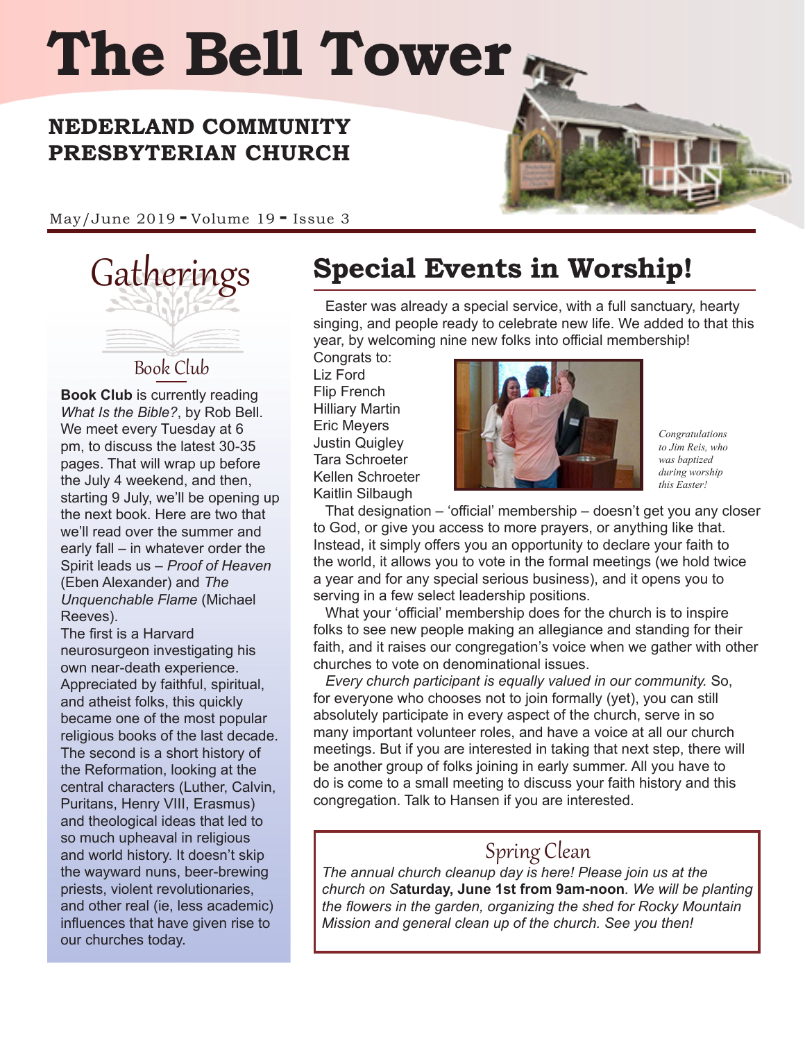# The Bell Tower

## NEDERLAND COMMUNITY PRESBYTERIAN CHURCH

May/June 2019 - Volume 19 - Issue 3

## Gatherings

### Book Club

**Book Club** is currently reading *What Is the Bible?*, by Rob Bell. We meet every Tuesday at 6 pm, to discuss the latest 30-35 pages. That will wrap up before the July 4 weekend, and then, starting 9 July, we'll be opening up the next book. Here are two that we'll read over the summer and early fall – in whatever order the Spirit leads us – *Proof of Heaven* (Eben Alexander) and *The Unquenchable Flame* (Michael Reeves).

The first is a Harvard neurosurgeon investigating his own near-death experience. Appreciated by faithful, spiritual, and atheist folks, this quickly became one of the most popular religious books of the last decade. The second is a short history of the Reformation, looking at the central characters (Luther, Calvin, Puritans, Henry VIII, Erasmus) and theological ideas that led to so much upheaval in religious and world history. It doesn't skip the wayward nuns, beer-brewing priests, violent revolutionaries, and other real (ie, less academic) influences that have given rise to our churches today.

## Special Events in Worship!

Easter was already a special service, with a full sanctuary, hearty singing, and people ready to celebrate new life. We added to that this year, by welcoming nine new folks into official membership!

Congrats to:
Liz Ford
Flip French
Hilliary Martin
Eric Meyers
Justin Quigley
Tara Schroeter
Kellen Schroeter
Kaitlin Silbaugh

*Congratulations to Jim Reis, who was baptized during worship this Easter!*

That designation – 'official' membership – doesn't get you any closer to God, or give you access to more prayers, or anything like that. Instead, it simply offers you an opportunity to declare your faith to the world, it allows you to vote in the formal meetings (we hold twice a year and for any special serious business), and it opens you to serving in a few select leadership positions.

What your 'official' membership does for the church is to inspire folks to see new people making an allegiance and standing for their faith, and it raises our congregation's voice when we gather with other churches to vote on denominational issues.

*Every church participant is equally valued in our community.* So, for everyone who chooses not to join formally (yet), you can still absolutely participate in every aspect of the church, serve in so many important volunteer roles, and have a voice at all our church meetings. But if you are interested in taking that next step, there will be another group of folks joining in early summer. All you have to do is come to a small meeting to discuss your faith history and this congregation. Talk to Hansen if you are interested.

### Spring Clean

*The annual church cleanup day is here! Please join us at the church on S***aturday, June 1st from 9am-noon***. We will be planting the flowers in the garden, organizing the shed for Rocky Mountain Mission and general clean up of the church. See you then!*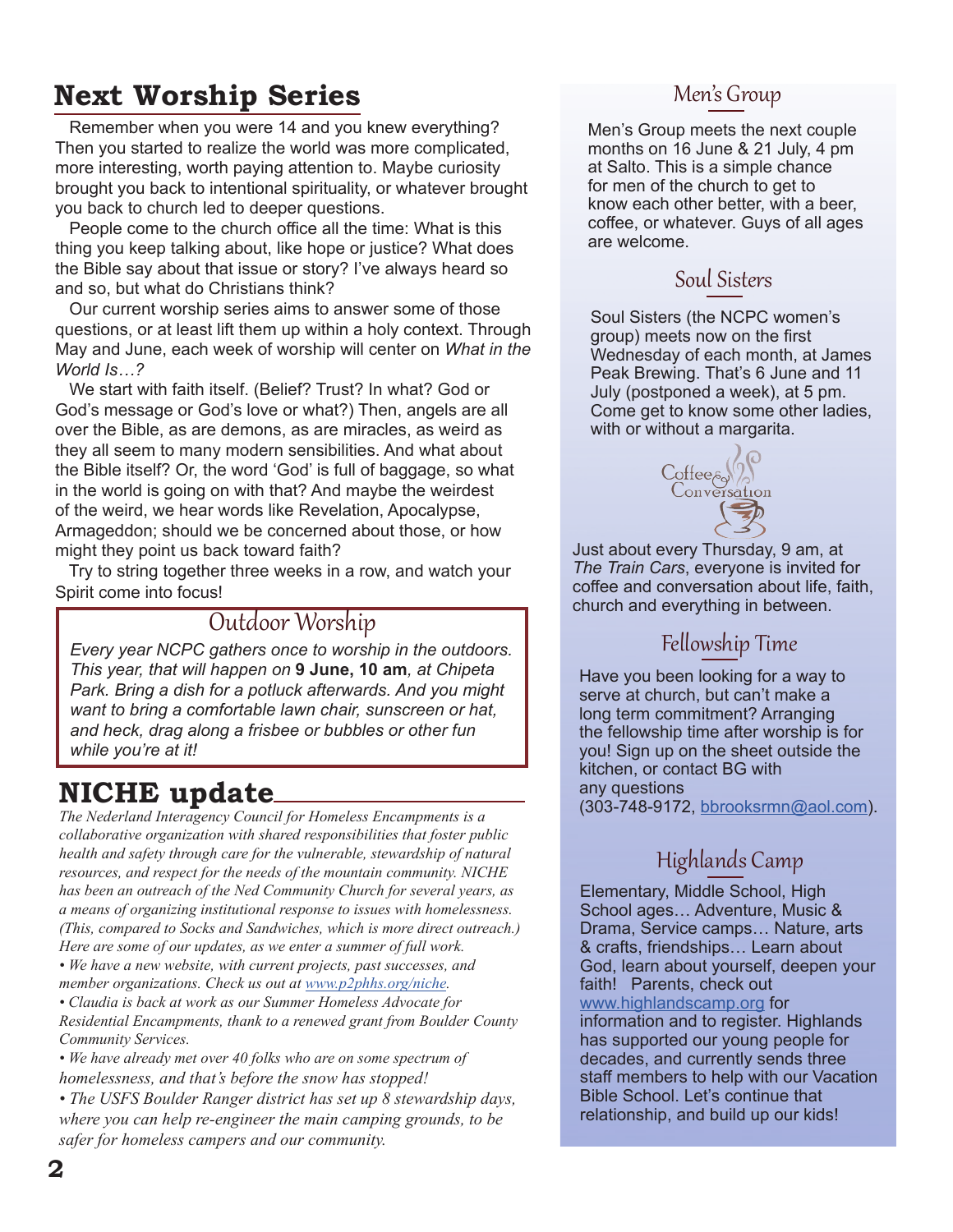# Next Worship Series

Remember when you were 14 and you knew everything? Then you started to realize the world was more complicated, more interesting, worth paying attention to. Maybe curiosity brought you back to intentional spirituality, or whatever brought you back to church led to deeper questions.

People come to the church office all the time: What is this thing you keep talking about, like hope or justice? What does the Bible say about that issue or story? I've always heard so and so, but what do Christians think?

Our current worship series aims to answer some of those questions, or at least lift them up within a holy context. Through May and June, each week of worship will center on *What in the World Is…?*

We start with faith itself. (Belief? Trust? In what? God or God's message or God's love or what?) Then, angels are all over the Bible, as are demons, as are miracles, as weird as they all seem to many modern sensibilities. And what about the Bible itself? Or, the word 'God' is full of baggage, so what in the world is going on with that? And maybe the weirdest of the weird, we hear words like Revelation, Apocalypse, Armageddon; should we be concerned about those, or how might they point us back toward faith?

Try to string together three weeks in a row, and watch your Spirit come into focus!

## Outdoor Worship

*Every year NCPC gathers once to worship in the outdoors. This year, that will happen on* **9 June, 10 am***, at Chipeta Park. Bring a dish for a potluck afterwards. And you might want to bring a comfortable lawn chair, sunscreen or hat, and heck, drag along a frisbee or bubbles or other fun while you're at it!*

# NICHE update

*The Nederland Interagency Council for Homeless Encampments is a collaborative organization with shared responsibilities that foster public health and safety through care for the vulnerable, stewardship of natural resources, and respect for the needs of the mountain community. NICHE has been an outreach of the Ned Community Church for several years, as a means of organizing institutional response to issues with homelessness. (This, compared to Socks and Sandwiches, which is more direct outreach.) Here are some of our updates, as we enter a summer of full work.*

- *We have a new website, with current projects, past successes, and member organizations. Check us out at www.p2phhs.org/niche.*
- *Claudia is back at work as our Summer Homeless Advocate for Residential Encampments, thank to a renewed grant from Boulder County Community Services.*
- *We have already met over 40 folks who are on some spectrum of homelessness, and that's before the snow has stopped!*
- *The USFS Boulder Ranger district has set up 8 stewardship days, where you can help re-engineer the main camping grounds, to be safer for homeless campers and our community.*

## Men's Group

Men's Group meets the next couple months on 16 June & 21 July, 4 pm at Salto. This is a simple chance for men of the church to get to know each other better, with a beer, coffee, or whatever. Guys of all ages are welcome.

## Soul Sisters

Soul Sisters (the NCPC women's group) meets now on the first Wednesday of each month, at James Peak Brewing. That's 6 June and 11 July (postponed a week), at 5 pm. Come get to know some other ladies, with or without a margarita.

## Coffee & Conversation

Just about every Thursday, 9 am, at *The Train Cars*, everyone is invited for coffee and conversation about life, faith, church and everything in between.

## Fellowship Time

Have you been looking for a way to serve at church, but can't make a long term commitment? Arranging the fellowship time after worship is for you! Sign up on the sheet outside the kitchen, or contact BG with any questions (303-748-9172, bbrooksrmn@aol.com).

## Highlands Camp

Elementary, Middle School, High School ages… Adventure, Music & Drama, Service camps… Nature, arts & crafts, friendships… Learn about God, learn about yourself, deepen your faith! Parents, check out www.highlandscamp.org for information and to register. Highlands has supported our young people for decades, and currently sends three staff members to help with our Vacation Bible School. Let's continue that relationship, and build up our kids!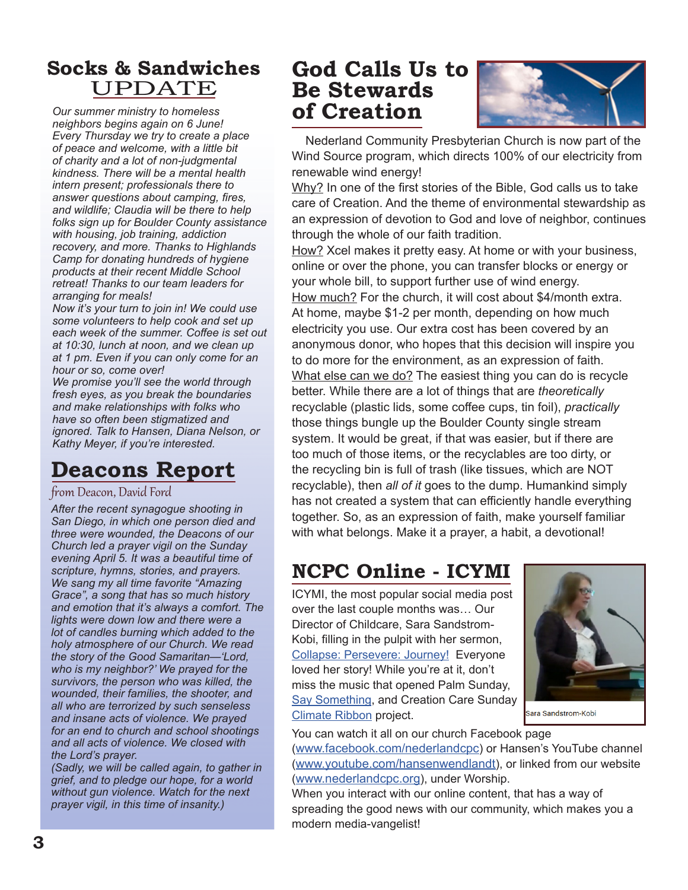## Socks & Sandwiches UPDATE

*Our summer ministry to homeless neighbors begins again on 6 June! Every Thursday we try to create a place of peace and welcome, with a little bit of charity and a lot of non-judgmental kindness. There will be a mental health intern present; professionals there to answer questions about camping, fires, and wildlife; Claudia will be there to help folks sign up for Boulder County assistance with housing, job training, addiction recovery, and more. Thanks to Highlands Camp for donating hundreds of hygiene products at their recent Middle School retreat! Thanks to our team leaders for arranging for meals!*

*Now it's your turn to join in! We could use some volunteers to help cook and set up each week of the summer. Coffee is set out at 10:30, lunch at noon, and we clean up at 1 pm. Even if you can only come for an hour or so, come over!*

*We promise you'll see the world through fresh eyes, as you break the boundaries and make relationships with folks who have so often been stigmatized and ignored. Talk to Hansen, Diana Nelson, or Kathy Meyer, if you're interested.*

## Deacons Report

from Deacon, David Ford

*After the recent synagogue shooting in San Diego, in which one person died and three were wounded, the Deacons of our Church led a prayer vigil on the Sunday evening April 5. It was a beautiful time of scripture, hymns, stories, and prayers. We sang my all time favorite "Amazing Grace", a song that has so much history and emotion that it's always a comfort. The lights were down low and there were a lot of candles burning which added to the holy atmosphere of our Church. We read the story of the Good Samaritan—'Lord, who is my neighbor?' We prayed for the survivors, the person who was killed, the wounded, their families, the shooter, and all who are terrorized by such senseless and insane acts of violence. We prayed for an end to church and school shootings and all acts of violence. We closed with the Lord's prayer.*

*(Sadly, we will be called again, to gather in grief, and to pledge our hope, for a world without gun violence. Watch for the next prayer vigil, in this time of insanity.)*

## God Calls Us to Be Stewards of Creation

Nederland Community Presbyterian Church is now part of the Wind Source program, which directs 100% of our electricity from renewable wind energy!

Why? In one of the first stories of the Bible, God calls us to take care of Creation. And the theme of environmental stewardship as an expression of devotion to God and love of neighbor, continues through the whole of our faith tradition.

How? Xcel makes it pretty easy. At home or with your business, online or over the phone, you can transfer blocks or energy or your whole bill, to support further use of wind energy.

How much? For the church, it will cost about $4/month extra. At home, maybe $1-2 per month, depending on how much electricity you use. Our extra cost has been covered by an anonymous donor, who hopes that this decision will inspire you to do more for the environment, as an expression of faith.

What else can we do? The easiest thing you can do is recycle better. While there are a lot of things that are *theoretically* recyclable (plastic lids, some coffee cups, tin foil), *practically* those things bungle up the Boulder County single stream system. It would be great, if that was easier, but if there are too much of those items, or the recyclables are too dirty, or the recycling bin is full of trash (like tissues, which are NOT recyclable), then *all of it* goes to the dump. Humankind simply has not created a system that can efficiently handle everything together. So, as an expression of faith, make yourself familiar with what belongs. Make it a prayer, a habit, a devotional!

## NCPC Online - ICYMI

ICYMI, the most popular social media post over the last couple months was… Our Director of Childcare, Sara Sandstrom-Kobi, filling in the pulpit with her sermon, Collapse: Persevere: Journey! Everyone loved her story! While you're at it, don't miss the music that opened Palm Sunday, Say Something, and Creation Care Sunday Climate Ribbon project.

Sara Sandstrom-Kobi

You can watch it all on our church Facebook page (www.facebook.com/nederlandcpc) or Hansen's YouTube channel (www.youtube.com/hansenwendlandt), or linked from our website (www.nederlandcpc.org), under Worship.

When you interact with our online content, that has a way of spreading the good news with our community, which makes you a modern media-vangelist!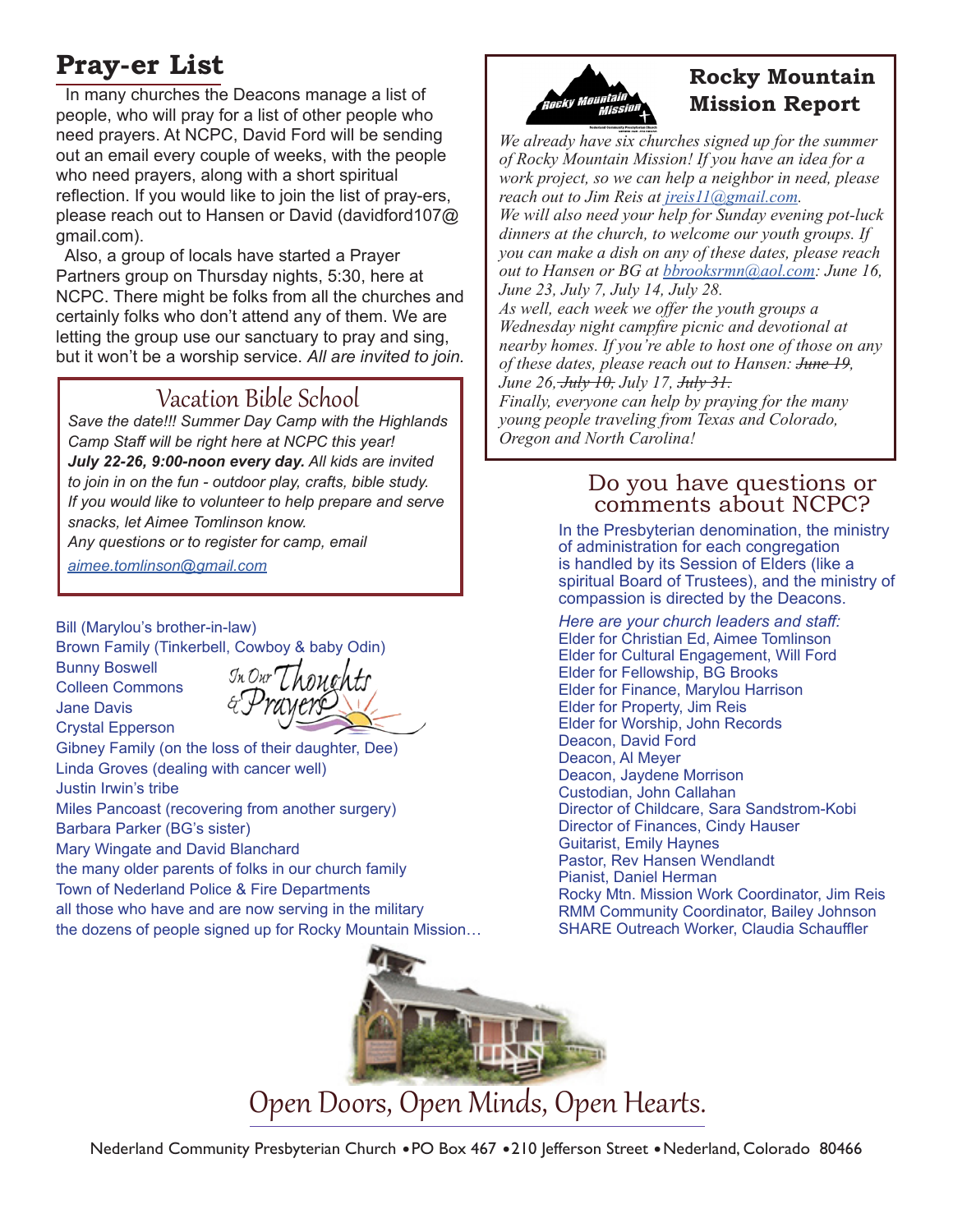## Pray-er List

In many churches the Deacons manage a list of people, who will pray for a list of other people who need prayers. At NCPC, David Ford will be sending out an email every couple of weeks, with the people who need prayers, along with a short spiritual reflection. If you would like to join the list of pray-ers, please reach out to Hansen or David (davidford107@gmail.com).

Also, a group of locals have started a Prayer Partners group on Thursday nights, 5:30, here at NCPC. There might be folks from all the churches and certainly folks who don't attend any of them. We are letting the group use our sanctuary to pray and sing, but it won't be a worship service. *All are invited to join.*

## Vacation Bible School

*Save the date!!! Summer Day Camp with the Highlands Camp Staff will be right here at NCPC this year!*

***July 22-26, 9:00-noon every day.*** *All kids are invited to join in on the fun - outdoor play, crafts, bible study.*

*If you would like to volunteer to help prepare and serve snacks, let Aimee Tomlinson know.*

*Any questions or to register for camp, email*

*aimee.tomlinson@gmail.com*

In Our Thoughts & Prayers

Bill (Marylou's brother-in-law)
Brown Family (Tinkerbell, Cowboy & baby Odin)
Bunny Boswell
Colleen Commons
Jane Davis
Crystal Epperson
Gibney Family (on the loss of their daughter, Dee)
Linda Groves (dealing with cancer well)
Justin Irwin's tribe
Miles Pancoast (recovering from another surgery)
Barbara Parker (BG's sister)
Mary Wingate and David Blanchard
the many older parents of folks in our church family
Town of Nederland Police & Fire Departments
all those who have and are now serving in the military
the dozens of people signed up for Rocky Mountain Mission…

## Rocky Mountain Mission Report

*We already have six churches signed up for the summer of Rocky Mountain Mission! If you have an idea for a work project, so we can help a neighbor in need, please reach out to Jim Reis at jreis11@gmail.com.*

*We will also need your help for Sunday evening pot-luck dinners at the church, to welcome our youth groups. If you can make a dish on any of these dates, please reach out to Hansen or BG at bbrooksrmn@aol.com: June 16, June 23, July 7, July 14, July 28.*

*As well, each week we offer the youth groups a Wednesday night campfire picnic and devotional at nearby homes. If you're able to host one of those on any of these dates, please reach out to Hansen: ~~June 19~~, June 26, ~~July 10,~~ July 17, ~~July 31.~~*

*Finally, everyone can help by praying for the many young people traveling from Texas and Colorado, Oregon and North Carolina!*

## Do you have questions or comments about NCPC?

In the Presbyterian denomination, the ministry of administration for each congregation is handled by its Session of Elders (like a spiritual Board of Trustees), and the ministry of compassion is directed by the Deacons.

*Here are your church leaders and staff:*

Elder for Christian Ed, Aimee Tomlinson
Elder for Cultural Engagement, Will Ford
Elder for Fellowship, BG Brooks
Elder for Finance, Marylou Harrison
Elder for Property, Jim Reis
Elder for Worship, John Records
Deacon, David Ford
Deacon, Al Meyer
Deacon, Jaydene Morrison
Custodian, John Callahan
Director of Childcare, Sara Sandstrom-Kobi
Director of Finances, Cindy Hauser
Guitarist, Emily Haynes
Pastor, Rev Hansen Wendlandt
Pianist, Daniel Herman
Rocky Mtn. Mission Work Coordinator, Jim Reis
RMM Community Coordinator, Bailey Johnson
SHARE Outreach Worker, Claudia Schauffler

Open Doors, Open Minds, Open Hearts.

Nederland Community Presbyterian Church • PO Box 467 • 210 Jefferson Street • Nederland, Colorado 80466